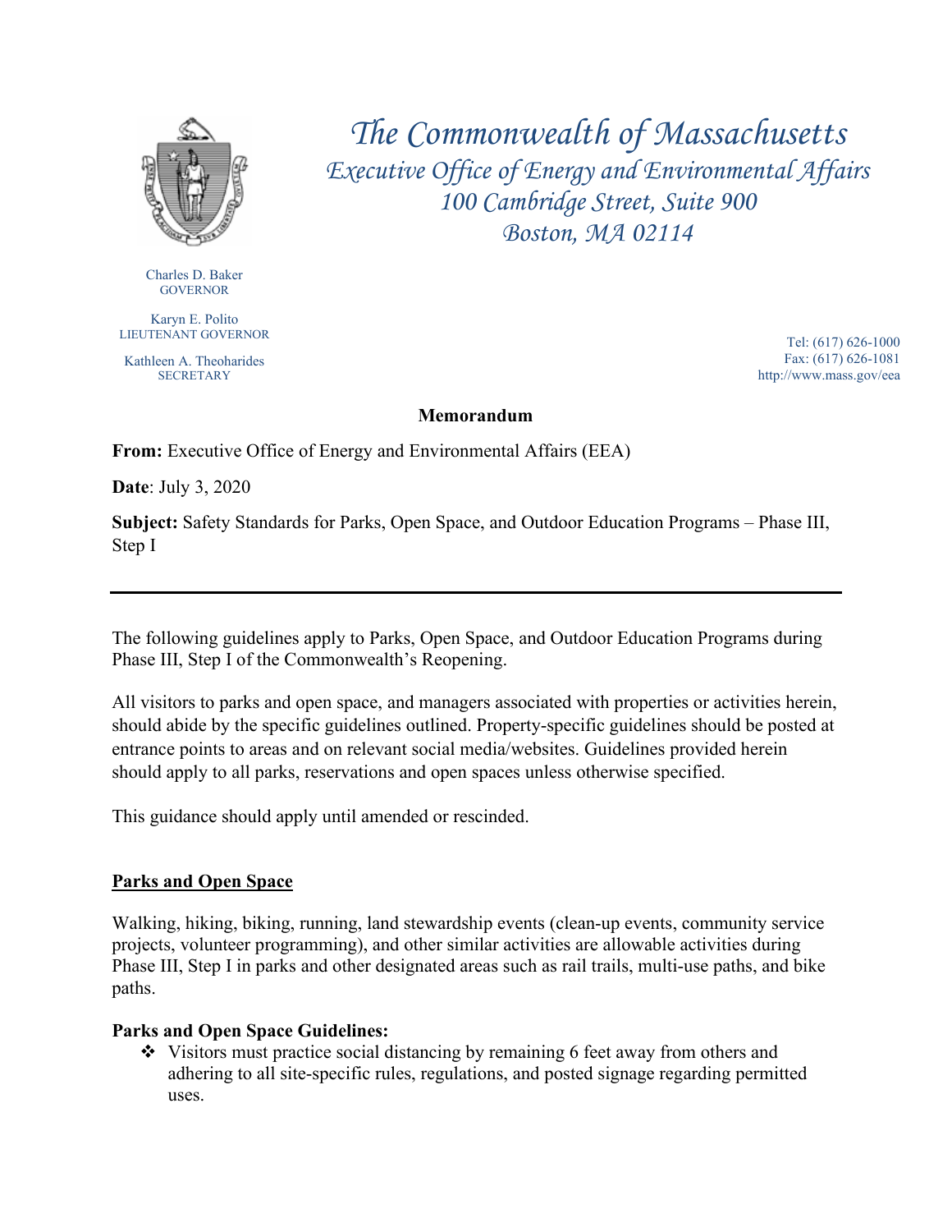# The Commonwealth of Massachusetts

## Executive Office of Energy and Environmental Affairs

100 Cambridge Street, Suite 900
Boston, MA 02114

Charles D. Baker
GOVERNOR

Karyn E. Polito
LIEUTENANT GOVERNOR

Kathleen A. Theoharides
SECRETARY

Tel: (617) 626-1000
Fax: (617) 626-1081
http://www.mass.gov/eea

**Memorandum**

**From:** Executive Office of Energy and Environmental Affairs (EEA)

**Date**: July 3, 2020

**Subject:** Safety Standards for Parks, Open Space, and Outdoor Education Programs – Phase III, Step I

---

The following guidelines apply to Parks, Open Space, and Outdoor Education Programs during Phase III, Step I of the Commonwealth's Reopening.

All visitors to parks and open space, and managers associated with properties or activities herein, should abide by the specific guidelines outlined. Property-specific guidelines should be posted at entrance points to areas and on relevant social media/websites. Guidelines provided herein should apply to all parks, reservations and open spaces unless otherwise specified.

This guidance should apply until amended or rescinded.

**<u>Parks and Open Space</u>**

Walking, hiking, biking, running, land stewardship events (clean-up events, community service projects, volunteer programming), and other similar activities are allowable activities during Phase III, Step I in parks and other designated areas such as rail trails, multi-use paths, and bike paths.

**Parks and Open Space Guidelines:**

- Visitors must practice social distancing by remaining 6 feet away from others and adhering to all site-specific rules, regulations, and posted signage regarding permitted uses.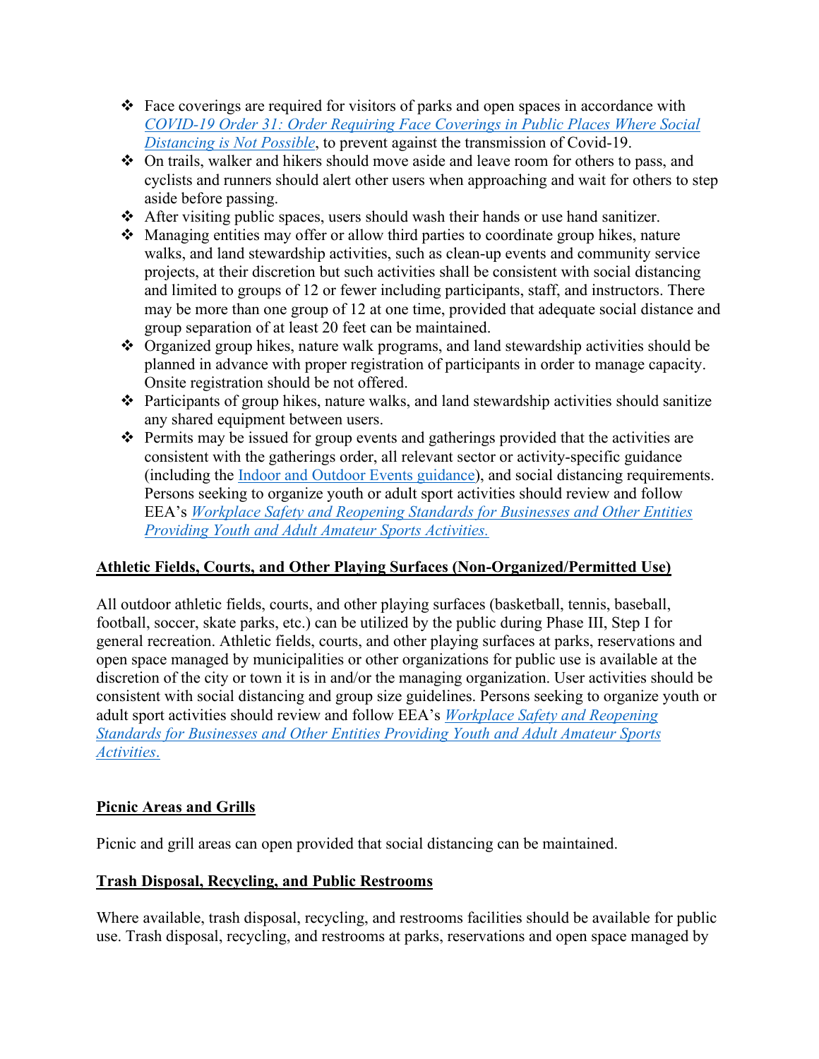- Face coverings are required for visitors of parks and open spaces in accordance with *COVID-19 Order 31: Order Requiring Face Coverings in Public Places Where Social Distancing is Not Possible*, to prevent against the transmission of Covid-19.
- On trails, walker and hikers should move aside and leave room for others to pass, and cyclists and runners should alert other users when approaching and wait for others to step aside before passing.
- After visiting public spaces, users should wash their hands or use hand sanitizer.
- Managing entities may offer or allow third parties to coordinate group hikes, nature walks, and land stewardship activities, such as clean-up events and community service projects, at their discretion but such activities shall be consistent with social distancing and limited to groups of 12 or fewer including participants, staff, and instructors. There may be more than one group of 12 at one time, provided that adequate social distance and group separation of at least 20 feet can be maintained.
- Organized group hikes, nature walk programs, and land stewardship activities should be planned in advance with proper registration of participants in order to manage capacity. Onsite registration should be not offered.
- Participants of group hikes, nature walks, and land stewardship activities should sanitize any shared equipment between users.
- Permits may be issued for group events and gatherings provided that the activities are consistent with the gatherings order, all relevant sector or activity-specific guidance (including the Indoor and Outdoor Events guidance), and social distancing requirements. Persons seeking to organize youth or adult sport activities should review and follow EEA's *Workplace Safety and Reopening Standards for Businesses and Other Entities Providing Youth and Adult Amateur Sports Activities.*

## Athletic Fields, Courts, and Other Playing Surfaces (Non-Organized/Permitted Use)

All outdoor athletic fields, courts, and other playing surfaces (basketball, tennis, baseball, football, soccer, skate parks, etc.) can be utilized by the public during Phase III, Step I for general recreation. Athletic fields, courts, and other playing surfaces at parks, reservations and open space managed by municipalities or other organizations for public use is available at the discretion of the city or town it is in and/or the managing organization. User activities should be consistent with social distancing and group size guidelines. Persons seeking to organize youth or adult sport activities should review and follow EEA's *Workplace Safety and Reopening Standards for Businesses and Other Entities Providing Youth and Adult Amateur Sports Activities.*

## Picnic Areas and Grills

Picnic and grill areas can open provided that social distancing can be maintained.

## Trash Disposal, Recycling, and Public Restrooms

Where available, trash disposal, recycling, and restrooms facilities should be available for public use. Trash disposal, recycling, and restrooms at parks, reservations and open space managed by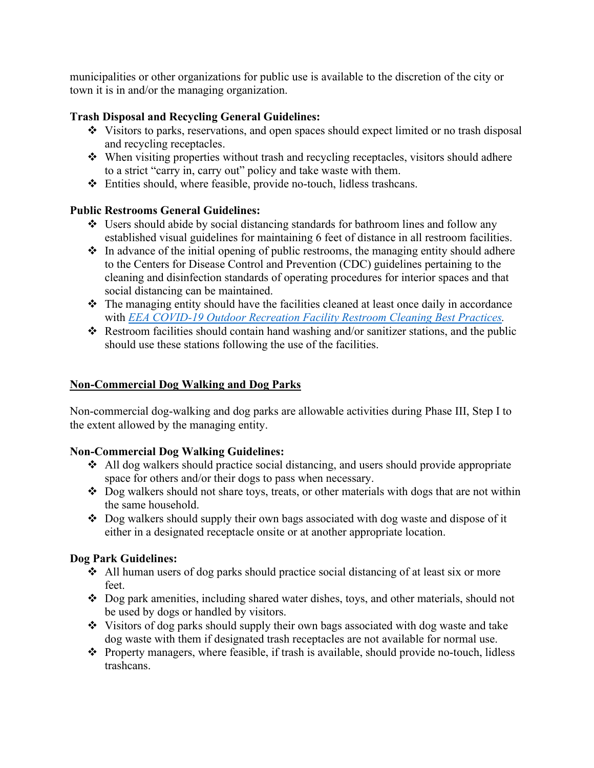municipalities or other organizations for public use is available to the discretion of the city or town it is in and/or the managing organization.

**Trash Disposal and Recycling General Guidelines:**

- Visitors to parks, reservations, and open spaces should expect limited or no trash disposal and recycling receptacles.
- When visiting properties without trash and recycling receptacles, visitors should adhere to a strict "carry in, carry out" policy and take waste with them.
- Entities should, where feasible, provide no-touch, lidless trashcans.

**Public Restrooms General Guidelines:**

- Users should abide by social distancing standards for bathroom lines and follow any established visual guidelines for maintaining 6 feet of distance in all restroom facilities.
- In advance of the initial opening of public restrooms, the managing entity should adhere to the Centers for Disease Control and Prevention (CDC) guidelines pertaining to the cleaning and disinfection standards of operating procedures for interior spaces and that social distancing can be maintained.
- The managing entity should have the facilities cleaned at least once daily in accordance with *EEA COVID-19 Outdoor Recreation Facility Restroom Cleaning Best Practices*.
- Restroom facilities should contain hand washing and/or sanitizer stations, and the public should use these stations following the use of the facilities.

## Non-Commercial Dog Walking and Dog Parks

Non-commercial dog-walking and dog parks are allowable activities during Phase III, Step I to the extent allowed by the managing entity.

**Non-Commercial Dog Walking Guidelines:**

- All dog walkers should practice social distancing, and users should provide appropriate space for others and/or their dogs to pass when necessary.
- Dog walkers should not share toys, treats, or other materials with dogs that are not within the same household.
- Dog walkers should supply their own bags associated with dog waste and dispose of it either in a designated receptacle onsite or at another appropriate location.

**Dog Park Guidelines:**

- All human users of dog parks should practice social distancing of at least six or more feet.
- Dog park amenities, including shared water dishes, toys, and other materials, should not be used by dogs or handled by visitors.
- Visitors of dog parks should supply their own bags associated with dog waste and take dog waste with them if designated trash receptacles are not available for normal use.
- Property managers, where feasible, if trash is available, should provide no-touch, lidless trashcans.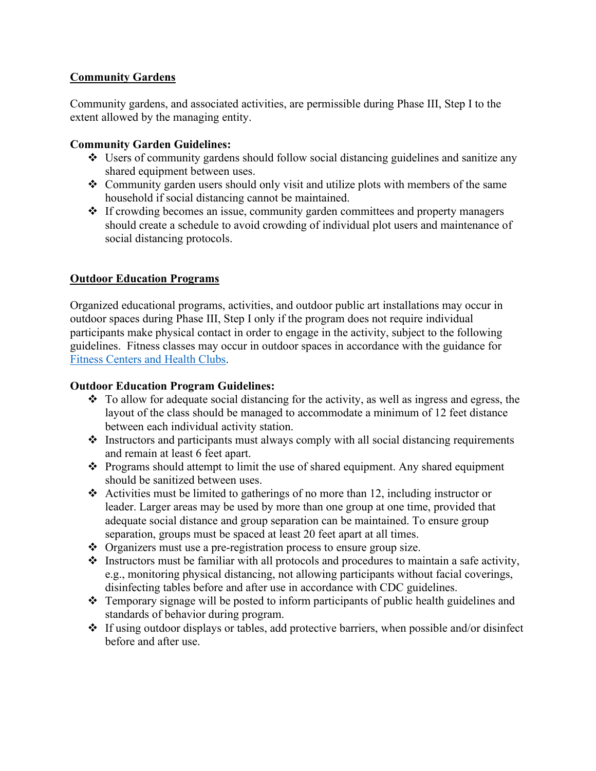**<u>Community Gardens</u>**

Community gardens, and associated activities, are permissible during Phase III, Step I to the extent allowed by the managing entity.

**Community Garden Guidelines:**

- Users of community gardens should follow social distancing guidelines and sanitize any shared equipment between uses.
- Community garden users should only visit and utilize plots with members of the same household if social distancing cannot be maintained.
- If crowding becomes an issue, community garden committees and property managers should create a schedule to avoid crowding of individual plot users and maintenance of social distancing protocols.

**<u>Outdoor Education Programs</u>**

Organized educational programs, activities, and outdoor public art installations may occur in outdoor spaces during Phase III, Step I only if the program does not require individual participants make physical contact in order to engage in the activity, subject to the following guidelines. Fitness classes may occur in outdoor spaces in accordance with the guidance for Fitness Centers and Health Clubs.

**Outdoor Education Program Guidelines:**

- To allow for adequate social distancing for the activity, as well as ingress and egress, the layout of the class should be managed to accommodate a minimum of 12 feet distance between each individual activity station.
- Instructors and participants must always comply with all social distancing requirements and remain at least 6 feet apart.
- Programs should attempt to limit the use of shared equipment. Any shared equipment should be sanitized between uses.
- Activities must be limited to gatherings of no more than 12, including instructor or leader. Larger areas may be used by more than one group at one time, provided that adequate social distance and group separation can be maintained. To ensure group separation, groups must be spaced at least 20 feet apart at all times.
- Organizers must use a pre-registration process to ensure group size.
- Instructors must be familiar with all protocols and procedures to maintain a safe activity, e.g., monitoring physical distancing, not allowing participants without facial coverings, disinfecting tables before and after use in accordance with CDC guidelines.
- Temporary signage will be posted to inform participants of public health guidelines and standards of behavior during program.
- If using outdoor displays or tables, add protective barriers, when possible and/or disinfect before and after use.